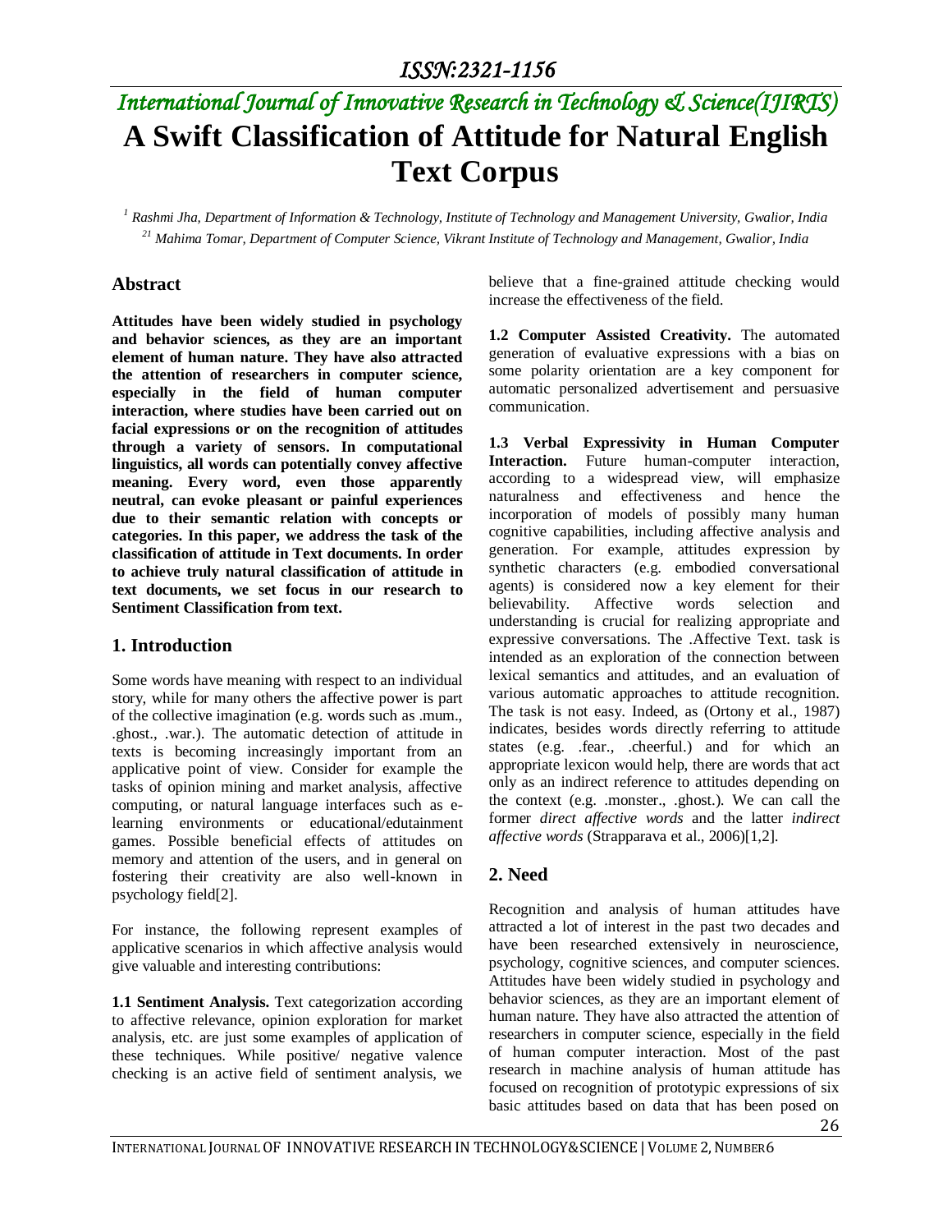# A Swift Classification of Attitude for Natural English Text Corpus

[1] Rashmi Jha, Department of Information & Technology, Institute of Technology and Management University, Gwalior, India

[21] Mahima Tomar, Department of Computer Science, Vikrant Institute of Technology and Management, Gwalior, India

## Abstract

**Attitudes have been widely studied in psychology and behavior sciences, as they are an important element of human nature. They have also attracted the attention of researchers in computer science, especially in the field of human computer interaction, where studies have been carried out on facial expressions or on the recognition of attitudes through a variety of sensors. In computational linguistics, all words can potentially convey affective meaning. Every word, even those apparently neutral, can evoke pleasant or painful experiences due to their semantic relation with concepts or categories. In this paper, we address the task of the classification of attitude in Text documents. In order to achieve truly natural classification of attitude in text documents, we set focus in our research to Sentiment Classification from text.**

## 1. Introduction

Some words have meaning with respect to an individual story, while for many others the affective power is part of the collective imagination (e.g. words such as .mum., .ghost., .war.). The automatic detection of attitude in texts is becoming increasingly important from an applicative point of view. Consider for example the tasks of opinion mining and market analysis, affective computing, or natural language interfaces such as e-learning environments or educational/edutainment games. Possible beneficial effects of attitudes on memory and attention of the users, and in general on fostering their creativity are also well-known in psychology field[2].

For instance, the following represent examples of applicative scenarios in which affective analysis would give valuable and interesting contributions:

**1.1 Sentiment Analysis.** Text categorization according to affective relevance, opinion exploration for market analysis, etc. are just some examples of application of these techniques. While positive/ negative valence checking is an active field of sentiment analysis, we believe that a fine-grained attitude checking would increase the effectiveness of the field.

**1.2 Computer Assisted Creativity.** The automated generation of evaluative expressions with a bias on some polarity orientation are a key component for automatic personalized advertisement and persuasive communication.

**1.3 Verbal Expressivity in Human Computer Interaction.** Future human-computer interaction, according to a widespread view, will emphasize naturalness and effectiveness and hence the incorporation of models of possibly many human cognitive capabilities, including affective analysis and generation. For example, attitudes expression by synthetic characters (e.g. embodied conversational agents) is considered now a key element for their believability. Affective words selection and understanding is crucial for realizing appropriate and expressive conversations. The .Affective Text. task is intended as an exploration of the connection between lexical semantics and attitudes, and an evaluation of various automatic approaches to attitude recognition. The task is not easy. Indeed, as (Ortony et al., 1987) indicates, besides words directly referring to attitude states (e.g. .fear., .cheerful.) and for which an appropriate lexicon would help, there are words that act only as an indirect reference to attitudes depending on the context (e.g. .monster., .ghost.). We can call the former *direct affective words* and the latter *indirect affective words* (Strapparava et al., 2006)[1,2].

## 2. Need

Recognition and analysis of human attitudes have attracted a lot of interest in the past two decades and have been researched extensively in neuroscience, psychology, cognitive sciences, and computer sciences. Attitudes have been widely studied in psychology and behavior sciences, as they are an important element of human nature. They have also attracted the attention of researchers in computer science, especially in the field of human computer interaction. Most of the past research in machine analysis of human attitude has focused on recognition of prototypic expressions of six basic attitudes based on data that has been posed on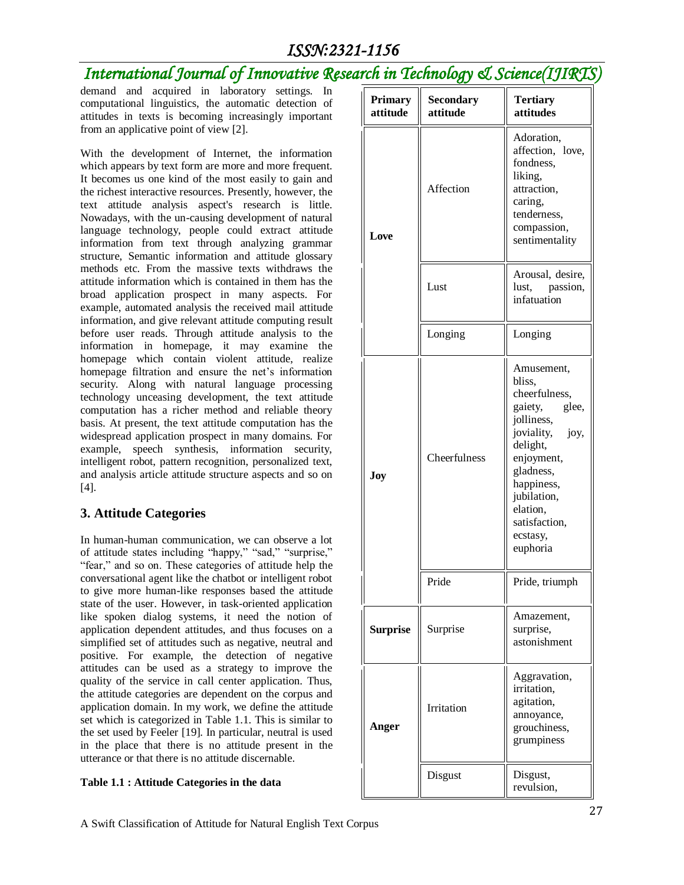demand and acquired in laboratory settings. In computational linguistics, the automatic detection of attitudes in texts is becoming increasingly important from an applicative point of view [2].

With the development of Internet, the information which appears by text form are more and more frequent. It becomes us one kind of the most easily to gain and the richest interactive resources. Presently, however, the text attitude analysis aspect's research is little. Nowadays, with the un-causing development of natural language technology, people could extract attitude information from text through analyzing grammar structure, Semantic information and attitude glossary methods etc. From the massive texts withdraws the attitude information which is contained in them has the broad application prospect in many aspects. For example, automated analysis the received mail attitude information, and give relevant attitude computing result before user reads. Through attitude analysis to the information in homepage, it may examine the homepage which contain violent attitude, realize homepage filtration and ensure the net's information security. Along with natural language processing technology unceasing development, the text attitude computation has a richer method and reliable theory basis. At present, the text attitude computation has the widespread application prospect in many domains. For example, speech synthesis, information security, intelligent robot, pattern recognition, personalized text, and analysis article attitude structure aspects and so on [4].

## 3. Attitude Categories

In human-human communication, we can observe a lot of attitude states including "happy," "sad," "surprise," "fear," and so on. These categories of attitude help the conversational agent like the chatbot or intelligent robot to give more human-like responses based the attitude state of the user. However, in task-oriented application like spoken dialog systems, it need the notion of application dependent attitudes, and thus focuses on a simplified set of attitudes such as negative, neutral and positive. For example, the detection of negative attitudes can be used as a strategy to improve the quality of the service in call center application. Thus, the attitude categories are dependent on the corpus and application domain. In my work, we define the attitude set which is categorized in Table 1.1. This is similar to the set used by Feeler [19]. In particular, neutral is used in the place that there is no attitude present in the utterance or that there is no attitude discernable.

**Table 1.1 : Attitude Categories in the data**

| **Primary attitude** | **Secondary attitude** | **Tertiary attitudes** |
|---|---|---|
| **Love** | Affection | Adoration, affection, love, fondness, liking, attraction, caring, tenderness, compassion, sentimentality |
| | Lust | Arousal, desire, lust, passion, infatuation |
| | Longing | Longing |
| **Joy** | Cheerfulness | Amusement, bliss, cheerfulness, gaiety, glee, jolliness, joviality, joy, delight, enjoyment, gladness, happiness, jubilation, elation, satisfaction, ecstasy, euphoria |
| | Pride | Pride, triumph |
| **Surprise** | Surprise | Amazement, surprise, astonishment |
| **Anger** | Irritation | Aggravation, irritation, agitation, annoyance, grouchiness, grumpiness |
| | Disgust | Disgust, revulsion, |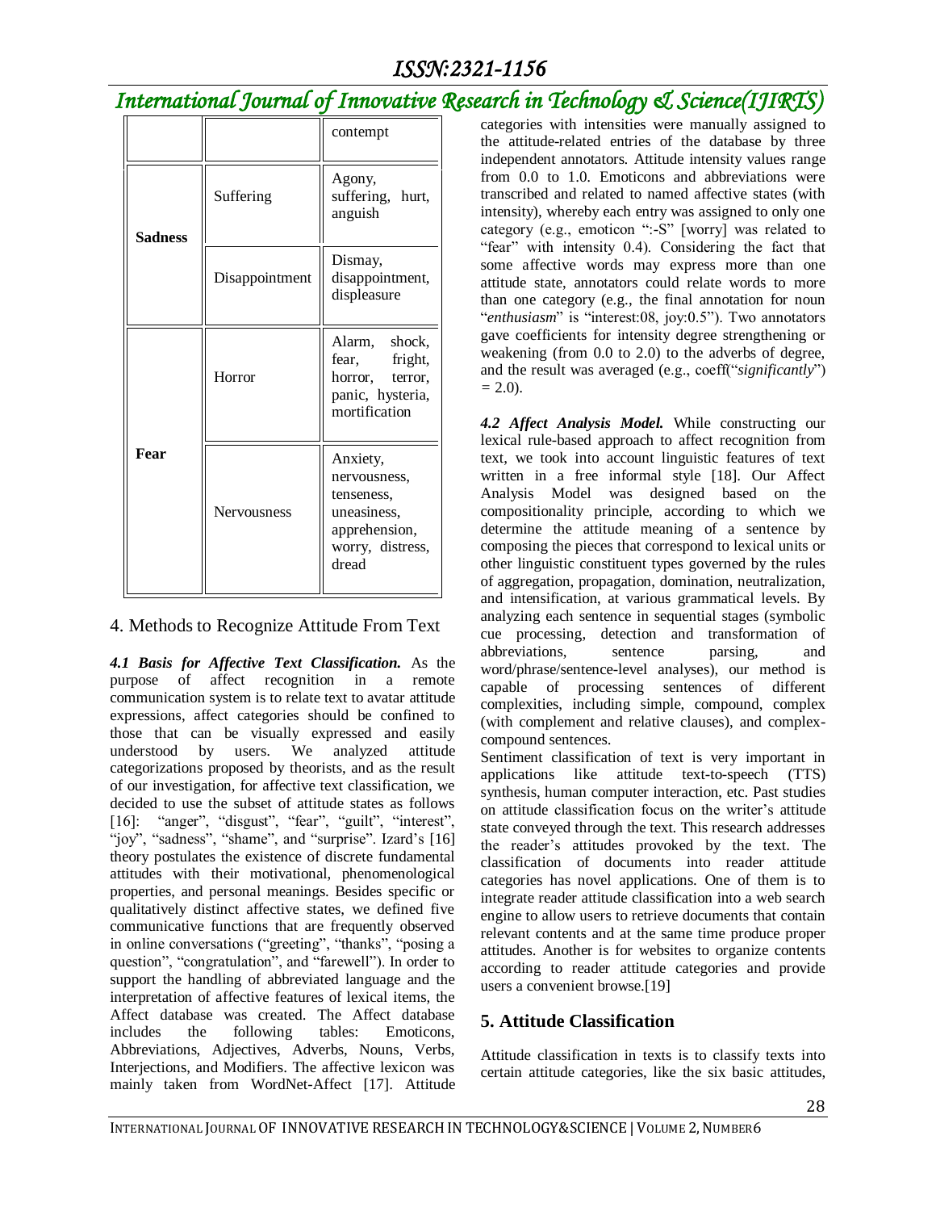| | | |
|---|---|---|
| | | contempt |
| **Sadness** | Suffering | Agony, suffering, hurt, anguish |
| | Disappointment | Dismay, disappointment, displeasure |
| **Fear** | Horror | Alarm, shock, fear, fright, horror, terror, panic, hysteria, mortification |
| | Nervousness | Anxiety, nervousness, tenseness, uneasiness, apprehension, worry, distress, dread |

## 4. Methods to Recognize Attitude From Text

***4.1 Basis for Affective Text Classification.*** As the purpose of affect recognition in a remote communication system is to relate text to avatar attitude expressions, affect categories should be confined to those that can be visually expressed and easily understood by users. We analyzed attitude categorizations proposed by theorists, and as the result of our investigation, for affective text classification, we decided to use the subset of attitude states as follows [16]: "anger", "disgust", "fear", "guilt", "interest", "joy", "sadness", "shame", and "surprise". Izard's [16] theory postulates the existence of discrete fundamental attitudes with their motivational, phenomenological properties, and personal meanings. Besides specific or qualitatively distinct affective states, we defined five communicative functions that are frequently observed in online conversations ("greeting", "thanks", "posing a question", "congratulation", and "farewell"). In order to support the handling of abbreviated language and the interpretation of affective features of lexical items, the Affect database was created. The Affect database includes the following tables: Emoticons, Abbreviations, Adjectives, Adverbs, Nouns, Verbs, Interjections, and Modifiers. The affective lexicon was mainly taken from WordNet-Affect [17]. Attitude categories with intensities were manually assigned to the attitude-related entries of the database by three independent annotators. Attitude intensity values range from 0.0 to 1.0. Emoticons and abbreviations were transcribed and related to named affective states (with intensity), whereby each entry was assigned to only one category (e.g., emoticon ":-S" [worry] was related to "fear" with intensity 0.4). Considering the fact that some affective words may express more than one attitude state, annotators could relate words to more than one category (e.g., the final annotation for noun "*enthusiasm*" is "interest:08, joy:0.5"). Two annotators gave coefficients for intensity degree strengthening or weakening (from 0.0 to 2.0) to the adverbs of degree, and the result was averaged (e.g., coeff("*significantly*") = 2.0).

***4.2 Affect Analysis Model.*** While constructing our lexical rule-based approach to affect recognition from text, we took into account linguistic features of text written in a free informal style [18]. Our Affect Analysis Model was designed based on the compositionality principle, according to which we determine the attitude meaning of a sentence by composing the pieces that correspond to lexical units or other linguistic constituent types governed by the rules of aggregation, propagation, domination, neutralization, and intensification, at various grammatical levels. By analyzing each sentence in sequential stages (symbolic cue processing, detection and transformation of abbreviations, sentence parsing, and word/phrase/sentence-level analyses), our method is capable of processing sentences of different complexities, including simple, compound, complex (with complement and relative clauses), and complex-compound sentences.

Sentiment classification of text is very important in applications like attitude text-to-speech (TTS) synthesis, human computer interaction, etc. Past studies on attitude classification focus on the writer's attitude state conveyed through the text. This research addresses the reader's attitudes provoked by the text. The classification of documents into reader attitude categories has novel applications. One of them is to integrate reader attitude classification into a web search engine to allow users to retrieve documents that contain relevant contents and at the same time produce proper attitudes. Another is for websites to organize contents according to reader attitude categories and provide users a convenient browse.[19]

## 5. Attitude Classification

Attitude classification in texts is to classify texts into certain attitude categories, like the six basic attitudes,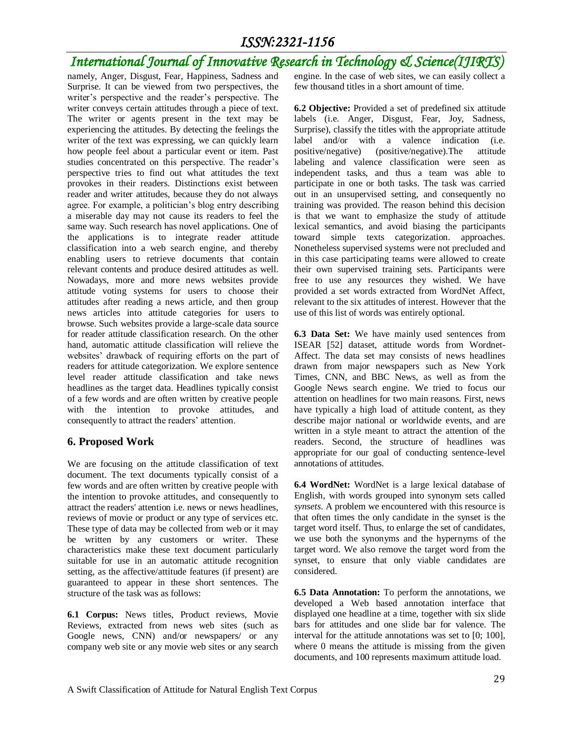namely, Anger, Disgust, Fear, Happiness, Sadness and Surprise. It can be viewed from two perspectives, the writer's perspective and the reader's perspective. The writer conveys certain attitudes through a piece of text. The writer or agents present in the text may be experiencing the attitudes. By detecting the feelings the writer of the text was expressing, we can quickly learn how people feel about a particular event or item. Past studies concentrated on this perspective. The reader's perspective tries to find out what attitudes the text provokes in their readers. Distinctions exist between reader and writer attitudes, because they do not always agree. For example, a politician's blog entry describing a miserable day may not cause its readers to feel the same way. Such research has novel applications. One of the applications is to integrate reader attitude classification into a web search engine, and thereby enabling users to retrieve documents that contain relevant contents and produce desired attitudes as well. Nowadays, more and more news websites provide attitude voting systems for users to choose their attitudes after reading a news article, and then group news articles into attitude categories for users to browse. Such websites provide a large-scale data source for reader attitude classification research. On the other hand, automatic attitude classification will relieve the websites' drawback of requiring efforts on the part of readers for attitude categorization. We explore sentence level reader attitude classification and take news headlines as the target data. Headlines typically consist of a few words and are often written by creative people with the intention to provoke attitudes, and consequently to attract the readers' attention.

## 6. Proposed Work

We are focusing on the attitude classification of text document. The text documents typically consist of a few words and are often written by creative people with the intention to provoke attitudes, and consequently to attract the readers' attention i.e. news or news headlines, reviews of movie or product or any type of services etc. These type of data may be collected from web or it may be written by any customers or writer. These characteristics make these text document particularly suitable for use in an automatic attitude recognition setting, as the affective/attitude features (if present) are guaranteed to appear in these short sentences. The structure of the task was as follows:

**6.1 Corpus:** News titles, Product reviews, Movie Reviews, extracted from news web sites (such as Google news, CNN) and/or newspapers/ or any company web site or any movie web sites or any search engine. In the case of web sites, we can easily collect a few thousand titles in a short amount of time.

**6.2 Objective:** Provided a set of predefined six attitude labels (i.e. Anger, Disgust, Fear, Joy, Sadness, Surprise), classify the titles with the appropriate attitude label and/or with a valence indication (i.e. positive/negative) (positive/negative).The attitude labeling and valence classification were seen as independent tasks, and thus a team was able to participate in one or both tasks. The task was carried out in an unsupervised setting, and consequently no training was provided. The reason behind this decision is that we want to emphasize the study of attitude lexical semantics, and avoid biasing the participants toward simple texts categorization. approaches. Nonetheless supervised systems were not precluded and in this case participating teams were allowed to create their own supervised training sets. Participants were free to use any resources they wished. We have provided a set words extracted from WordNet Affect, relevant to the six attitudes of interest. However that the use of this list of words was entirely optional.

**6.3 Data Set:** We have mainly used sentences from ISEAR [52] dataset, attitude words from Wordnet-Affect. The data set may consists of news headlines drawn from major newspapers such as New York Times, CNN, and BBC News, as well as from the Google News search engine. We tried to focus our attention on headlines for two main reasons. First, news have typically a high load of attitude content, as they describe major national or worldwide events, and are written in a style meant to attract the attention of the readers. Second, the structure of headlines was appropriate for our goal of conducting sentence-level annotations of attitudes.

**6.4 WordNet:** WordNet is a large lexical database of English, with words grouped into synonym sets called *synsets*. A problem we encountered with this resource is that often times the only candidate in the synset is the target word itself. Thus, to enlarge the set of candidates, we use both the synonyms and the hypernyms of the target word. We also remove the target word from the synset, to ensure that only viable candidates are considered.

**6.5 Data Annotation:** To perform the annotations, we developed a Web based annotation interface that displayed one headline at a time, together with six slide bars for attitudes and one slide bar for valence. The interval for the attitude annotations was set to [0; 100], where 0 means the attitude is missing from the given documents, and 100 represents maximum attitude load.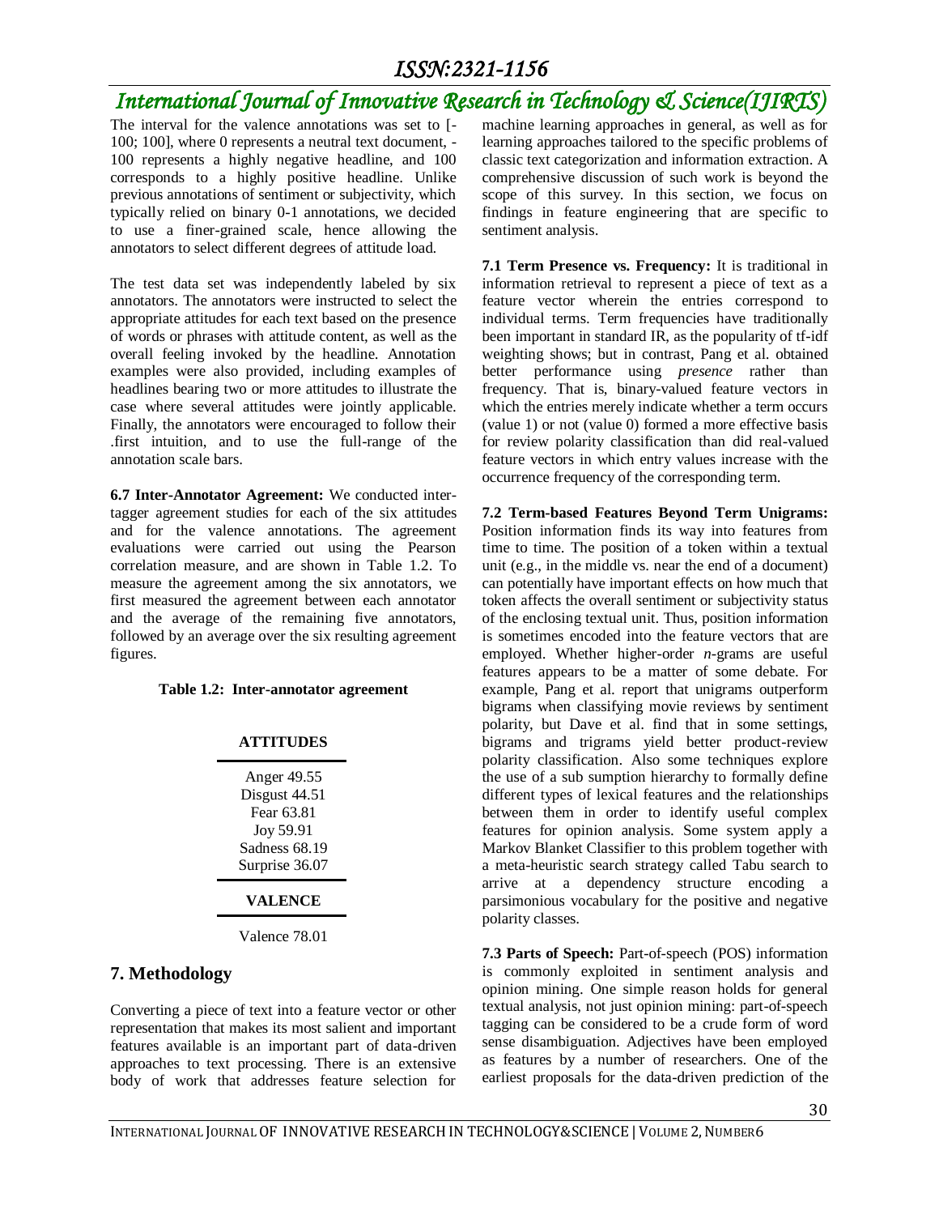The interval for the valence annotations was set to [-100; 100], where 0 represents a neutral text document, -100 represents a highly negative headline, and 100 corresponds to a highly positive headline. Unlike previous annotations of sentiment or subjectivity, which typically relied on binary 0-1 annotations, we decided to use a finer-grained scale, hence allowing the annotators to select different degrees of attitude load.

The test data set was independently labeled by six annotators. The annotators were instructed to select the appropriate attitudes for each text based on the presence of words or phrases with attitude content, as well as the overall feeling invoked by the headline. Annotation examples were also provided, including examples of headlines bearing two or more attitudes to illustrate the case where several attitudes were jointly applicable. Finally, the annotators were encouraged to follow their .first intuition, and to use the full-range of the annotation scale bars.

**6.7 Inter-Annotator Agreement:** We conducted inter-tagger agreement studies for each of the six attitudes and for the valence annotations. The agreement evaluations were carried out using the Pearson correlation measure, and are shown in Table 1.2. To measure the agreement among the six annotators, we first measured the agreement between each annotator and the average of the remaining five annotators, followed by an average over the six resulting agreement figures.

**Table 1.2: Inter-annotator agreement**

| ATTITUDES |
|---|
| Anger 49.55 |
| Disgust 44.51 |
| Fear 63.81 |
| Joy 59.91 |
| Sadness 68.19 |
| Surprise 36.07 |
| **VALENCE** |
| Valence 78.01 |

## 7. Methodology

Converting a piece of text into a feature vector or other representation that makes its most salient and important features available is an important part of data-driven approaches to text processing. There is an extensive body of work that addresses feature selection for machine learning approaches in general, as well as for learning approaches tailored to the specific problems of classic text categorization and information extraction. A comprehensive discussion of such work is beyond the scope of this survey. In this section, we focus on findings in feature engineering that are specific to sentiment analysis.

**7.1 Term Presence vs. Frequency:** It is traditional in information retrieval to represent a piece of text as a feature vector wherein the entries correspond to individual terms. Term frequencies have traditionally been important in standard IR, as the popularity of tf-idf weighting shows; but in contrast, Pang et al. obtained better performance using *presence* rather than frequency. That is, binary-valued feature vectors in which the entries merely indicate whether a term occurs (value 1) or not (value 0) formed a more effective basis for review polarity classification than did real-valued feature vectors in which entry values increase with the occurrence frequency of the corresponding term.

**7.2 Term-based Features Beyond Term Unigrams:** Position information finds its way into features from time to time. The position of a token within a textual unit (e.g., in the middle vs. near the end of a document) can potentially have important effects on how much that token affects the overall sentiment or subjectivity status of the enclosing textual unit. Thus, position information is sometimes encoded into the feature vectors that are employed. Whether higher-order *n*-grams are useful features appears to be a matter of some debate. For example, Pang et al. report that unigrams outperform bigrams when classifying movie reviews by sentiment polarity, but Dave et al. find that in some settings, bigrams and trigrams yield better product-review polarity classification. Also some techniques explore the use of a sub sumption hierarchy to formally define different types of lexical features and the relationships between them in order to identify useful complex features for opinion analysis. Some system apply a Markov Blanket Classifier to this problem together with a meta-heuristic search strategy called Tabu search to arrive at a dependency structure encoding a parsimonious vocabulary for the positive and negative polarity classes.

**7.3 Parts of Speech:** Part-of-speech (POS) information is commonly exploited in sentiment analysis and opinion mining. One simple reason holds for general textual analysis, not just opinion mining: part-of-speech tagging can be considered to be a crude form of word sense disambiguation. Adjectives have been employed as features by a number of researchers. One of the earliest proposals for the data-driven prediction of the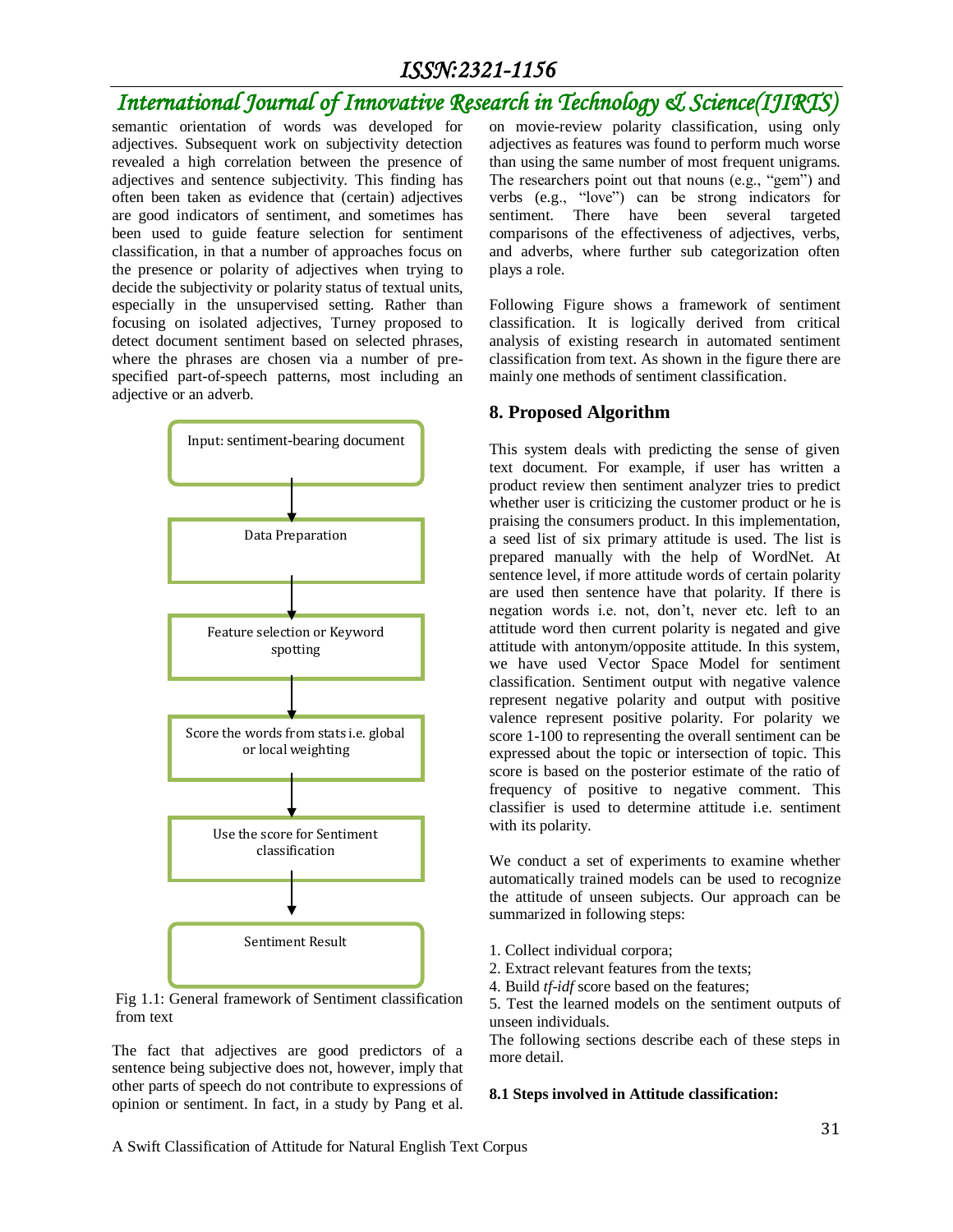semantic orientation of words was developed for adjectives. Subsequent work on subjectivity detection revealed a high correlation between the presence of adjectives and sentence subjectivity. This finding has often been taken as evidence that (certain) adjectives are good indicators of sentiment, and sometimes has been used to guide feature selection for sentiment classification, in that a number of approaches focus on the presence or polarity of adjectives when trying to decide the subjectivity or polarity status of textual units, especially in the unsupervised setting. Rather than focusing on isolated adjectives, Turney proposed to detect document sentiment based on selected phrases, where the phrases are chosen via a number of pre-specified part-of-speech patterns, most including an adjective or an adverb.

Input: sentiment-bearing document

↓

Data Preparation

↓

Feature selection or Keyword spotting

↓

Score the words from stats i.e. global or local weighting

↓

Use the score for Sentiment classification

↓

Sentiment Result

Fig 1.1: General framework of Sentiment classification from text

The fact that adjectives are good predictors of a sentence being subjective does not, however, imply that other parts of speech do not contribute to expressions of opinion or sentiment. In fact, in a study by Pang et al. on movie-review polarity classification, using only adjectives as features was found to perform much worse than using the same number of most frequent unigrams. The researchers point out that nouns (e.g., "gem") and verbs (e.g., "love") can be strong indicators for sentiment. There have been several targeted comparisons of the effectiveness of adjectives, verbs, and adverbs, where further sub categorization often plays a role.

Following Figure shows a framework of sentiment classification. It is logically derived from critical analysis of existing research in automated sentiment classification from text. As shown in the figure there are mainly one methods of sentiment classification.

## 8. Proposed Algorithm

This system deals with predicting the sense of given text document. For example, if user has written a product review then sentiment analyzer tries to predict whether user is criticizing the customer product or he is praising the consumers product. In this implementation, a seed list of six primary attitude is used. The list is prepared manually with the help of WordNet. At sentence level, if more attitude words of certain polarity are used then sentence have that polarity. If there is negation words i.e. not, don't, never etc. left to an attitude word then current polarity is negated and give attitude with antonym/opposite attitude. In this system, we have used Vector Space Model for sentiment classification. Sentiment output with negative valence represent negative polarity and output with positive valence represent positive polarity. For polarity we score 1-100 to representing the overall sentiment can be expressed about the topic or intersection of topic. This score is based on the posterior estimate of the ratio of frequency of positive to negative comment. This classifier is used to determine attitude i.e. sentiment with its polarity.

We conduct a set of experiments to examine whether automatically trained models can be used to recognize the attitude of unseen subjects. Our approach can be summarized in following steps:

1. Collect individual corpora;
2. Extract relevant features from the texts;
4. Build *tf-idf* score based on the features;
5. Test the learned models on the sentiment outputs of unseen individuals.

The following sections describe each of these steps in more detail.

**8.1 Steps involved in Attitude classification:**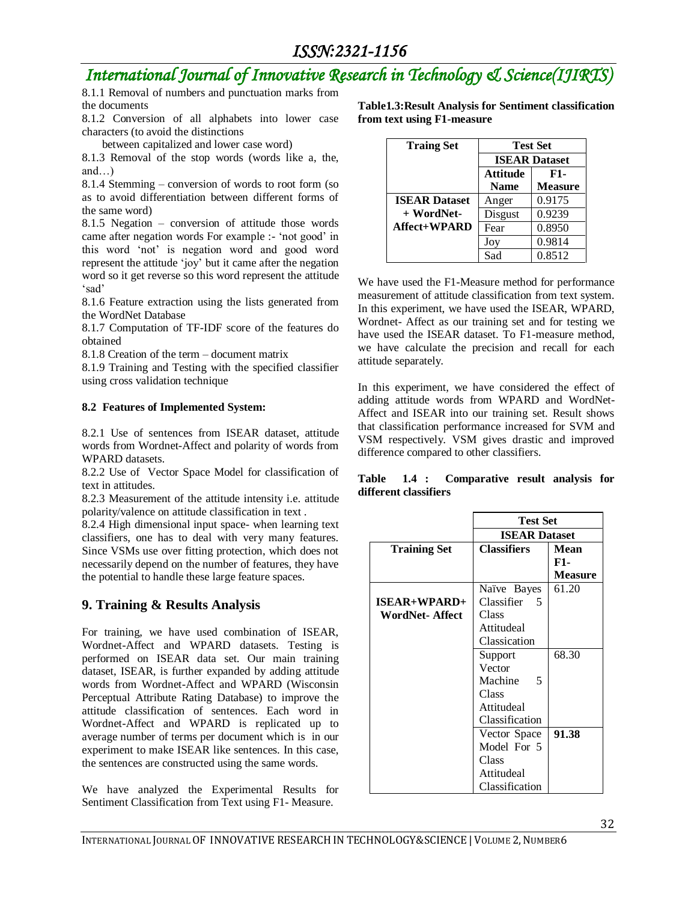8.1.1 Removal of numbers and punctuation marks from the documents

8.1.2 Conversion of all alphabets into lower case characters (to avoid the distinctions between capitalized and lower case word)

8.1.3 Removal of the stop words (words like a, the, and…)

8.1.4 Stemming – conversion of words to root form (so as to avoid differentiation between different forms of the same word)

8.1.5 Negation – conversion of attitude those words came after negation words For example :- 'not good' in this word 'not' is negation word and good word represent the attitude 'joy' but it came after the negation word so it get reverse so this word represent the attitude 'sad'

8.1.6 Feature extraction using the lists generated from the WordNet Database

8.1.7 Computation of TF-IDF score of the features do obtained

8.1.8 Creation of the term – document matrix

8.1.9 Training and Testing with the specified classifier using cross validation technique

**8.2 Features of Implemented System:**

8.2.1 Use of sentences from ISEAR dataset, attitude words from Wordnet-Affect and polarity of words from WPARD datasets.

8.2.2 Use of Vector Space Model for classification of text in attitudes.

8.2.3 Measurement of the attitude intensity i.e. attitude polarity/valence on attitude classification in text .

8.2.4 High dimensional input space- when learning text classifiers, one has to deal with very many features. Since VSMs use over fitting protection, which does not necessarily depend on the number of features, they have the potential to handle these large feature spaces.

## 9. Training & Results Analysis

For training, we have used combination of ISEAR, Wordnet-Affect and WPARD datasets. Testing is performed on ISEAR data set. Our main training dataset, ISEAR, is further expanded by adding attitude words from Wordnet-Affect and WPARD (Wisconsin Perceptual Attribute Rating Database) to improve the attitude classification of sentences. Each word in Wordnet-Affect and WPARD is replicated up to average number of terms per document which is in our experiment to make ISEAR like sentences. In this case, the sentences are constructed using the same words.

We have analyzed the Experimental Results for Sentiment Classification from Text using F1- Measure.

**Table1.3:Result Analysis for Sentiment classification from text using F1-measure**

| Traing Set | Test Set | |
|---|---|---|
| | ISEAR Dataset | |
| | Attitude Name | F1-Measure |
| ISEAR Dataset + WordNet-Affect+WPARD | Anger | 0.9175 |
| | Disgust | 0.9239 |
| | Fear | 0.8950 |
| | Joy | 0.9814 |
| | Sad | 0.8512 |

We have used the F1-Measure method for performance measurement of attitude classification from text system. In this experiment, we have used the ISEAR, WPARD, Wordnet- Affect as our training set and for testing we have used the ISEAR dataset. To F1-measure method, we have calculate the precision and recall for each attitude separately.

In this experiment, we have considered the effect of adding attitude words from WPARD and WordNet-Affect and ISEAR into our training set. Result shows that classification performance increased for SVM and VSM respectively. VSM gives drastic and improved difference compared to other classifiers.

**Table 1.4 : Comparative result analysis for different classifiers**

| | Test Set | |
|---|---|---|
| | ISEAR Dataset | |
| Training Set | Classifiers | Mean F1-Measure |
| ISEAR+WPARD+ WordNet- Affect | Naïve Bayes Classifier 5 Class Attitudeal Classication | 61.20 |
| | Support Vector Machine 5 Class Attitudeal Classification | 68.30 |
| | Vector Space Model For 5 Class Attitudeal Classification | **91.38** |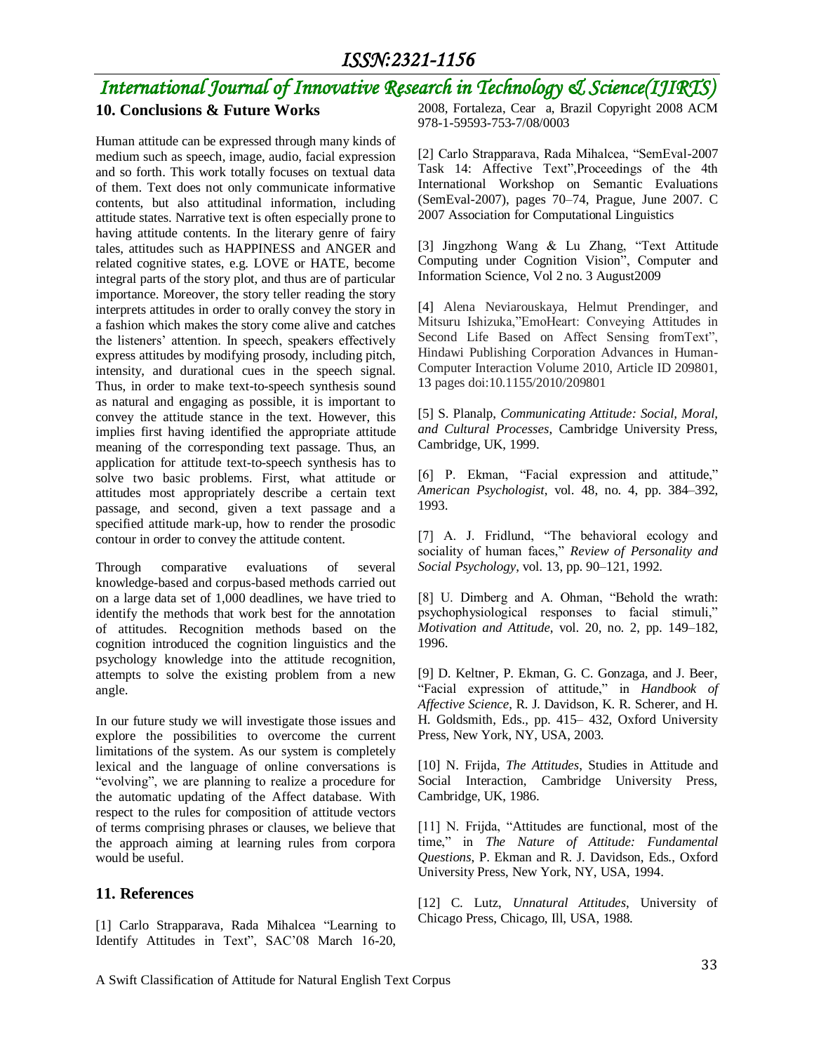## 10. Conclusions & Future Works

Human attitude can be expressed through many kinds of medium such as speech, image, audio, facial expression and so forth. This work totally focuses on textual data of them. Text does not only communicate informative contents, but also attitudinal information, including attitude states. Narrative text is often especially prone to having attitude contents. In the literary genre of fairy tales, attitudes such as HAPPINESS and ANGER and related cognitive states, e.g. LOVE or HATE, become integral parts of the story plot, and thus are of particular importance. Moreover, the story teller reading the story interprets attitudes in order to orally convey the story in a fashion which makes the story come alive and catches the listeners' attention. In speech, speakers effectively express attitudes by modifying prosody, including pitch, intensity, and durational cues in the speech signal. Thus, in order to make text-to-speech synthesis sound as natural and engaging as possible, it is important to convey the attitude stance in the text. However, this implies first having identified the appropriate attitude meaning of the corresponding text passage. Thus, an application for attitude text-to-speech synthesis has to solve two basic problems. First, what attitude or attitudes most appropriately describe a certain text passage, and second, given a text passage and a specified attitude mark-up, how to render the prosodic contour in order to convey the attitude content.

Through comparative evaluations of several knowledge-based and corpus-based methods carried out on a large data set of 1,000 deadlines, we have tried to identify the methods that work best for the annotation of attitudes. Recognition methods based on the cognition introduced the cognition linguistics and the psychology knowledge into the attitude recognition, attempts to solve the existing problem from a new angle.

In our future study we will investigate those issues and explore the possibilities to overcome the current limitations of the system. As our system is completely lexical and the language of online conversations is "evolving", we are planning to realize a procedure for the automatic updating of the Affect database. With respect to the rules for composition of attitude vectors of terms comprising phrases or clauses, we believe that the approach aiming at learning rules from corpora would be useful.

## 11. References

[1] Carlo Strapparava, Rada Mihalcea "Learning to Identify Attitudes in Text", SAC'08 March 16-20, 2008, Fortaleza, Cear a, Brazil Copyright 2008 ACM 978-1-59593-753-7/08/0003

[2] Carlo Strapparava, Rada Mihalcea, "SemEval-2007 Task 14: Affective Text",Proceedings of the 4th International Workshop on Semantic Evaluations (SemEval-2007), pages 70–74, Prague, June 2007. C 2007 Association for Computational Linguistics

[3] Jingzhong Wang & Lu Zhang, "Text Attitude Computing under Cognition Vision", Computer and Information Science, Vol 2 no. 3 August2009

[4] Alena Neviarouskaya, Helmut Prendinger, and Mitsuru Ishizuka,"EmoHeart: Conveying Attitudes in Second Life Based on Affect Sensing fromText", Hindawi Publishing Corporation Advances in Human-Computer Interaction Volume 2010, Article ID 209801, 13 pages doi:10.1155/2010/209801

[5] S. Planalp, *Communicating Attitude: Social, Moral, and Cultural Processes*, Cambridge University Press, Cambridge, UK, 1999.

[6] P. Ekman, "Facial expression and attitude," *American Psychologist*, vol. 48, no. 4, pp. 384–392, 1993.

[7] A. J. Fridlund, "The behavioral ecology and sociality of human faces," *Review of Personality and Social Psychology*, vol. 13, pp. 90–121, 1992.

[8] U. Dimberg and A. Ohman, "Behold the wrath: psychophysiological responses to facial stimuli," *Motivation and Attitude*, vol. 20, no. 2, pp. 149–182, 1996.

[9] D. Keltner, P. Ekman, G. C. Gonzaga, and J. Beer, "Facial expression of attitude," in *Handbook of Affective Science*, R. J. Davidson, K. R. Scherer, and H. H. Goldsmith, Eds., pp. 415– 432, Oxford University Press, New York, NY, USA, 2003.

[10] N. Frijda, *The Attitudes*, Studies in Attitude and Social Interaction, Cambridge University Press, Cambridge, UK, 1986.

[11] N. Frijda, "Attitudes are functional, most of the time," in *The Nature of Attitude: Fundamental Questions*, P. Ekman and R. J. Davidson, Eds., Oxford University Press, New York, NY, USA, 1994.

[12] C. Lutz, *Unnatural Attitudes*, University of Chicago Press, Chicago, Ill, USA, 1988.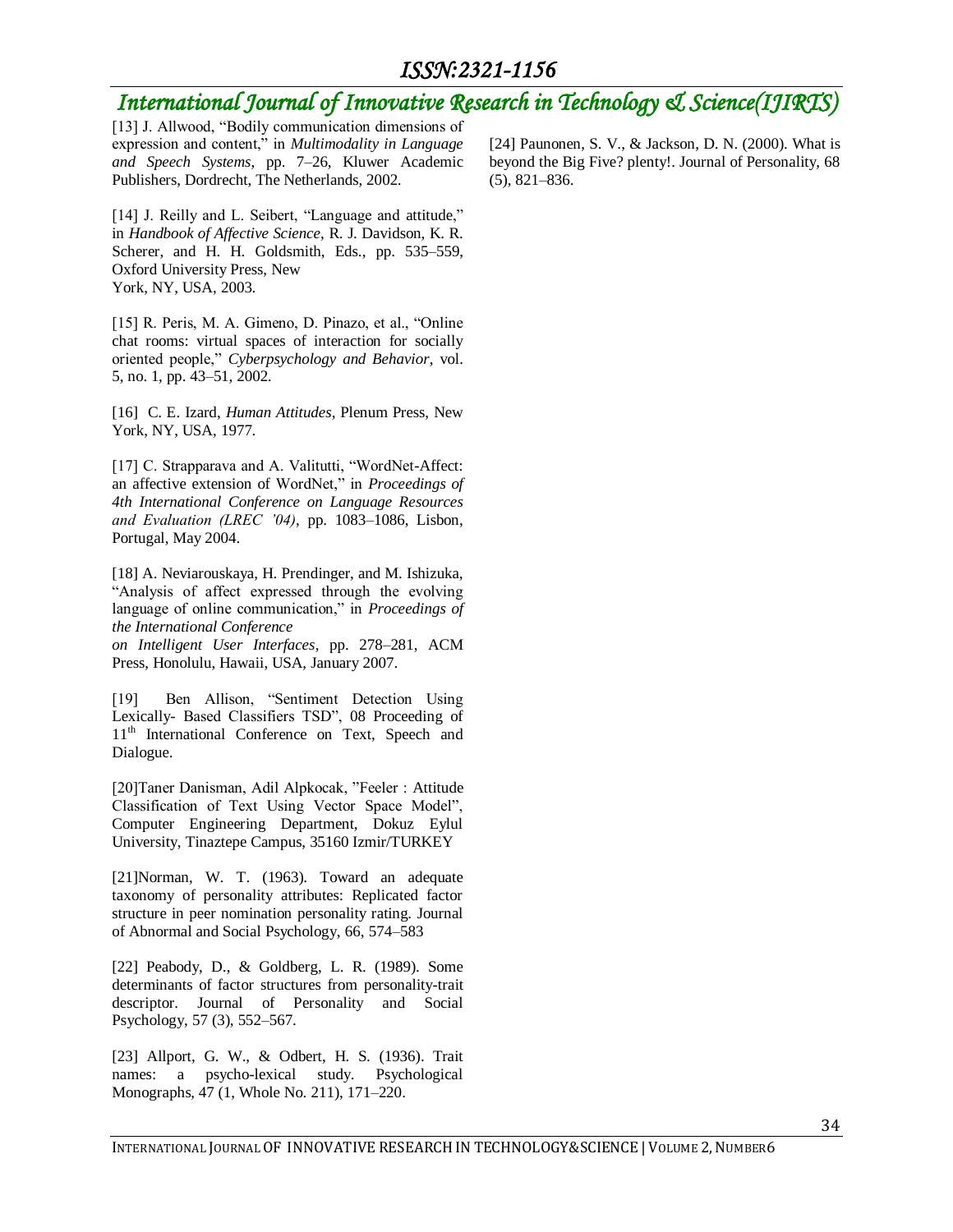[13] J. Allwood, "Bodily communication dimensions of expression and content," in *Multimodality in Language and Speech Systems*, pp. 7–26, Kluwer Academic Publishers, Dordrecht, The Netherlands, 2002.

[14] J. Reilly and L. Seibert, "Language and attitude," in *Handbook of Affective Science*, R. J. Davidson, K. R. Scherer, and H. H. Goldsmith, Eds., pp. 535–559, Oxford University Press, New York, NY, USA, 2003.

[15] R. Peris, M. A. Gimeno, D. Pinazo, et al., "Online chat rooms: virtual spaces of interaction for socially oriented people," *Cyberpsychology and Behavior*, vol. 5, no. 1, pp. 43–51, 2002.

[16] C. E. Izard, *Human Attitudes*, Plenum Press, New York, NY, USA, 1977.

[17] C. Strapparava and A. Valitutti, "WordNet-Affect: an affective extension of WordNet," in *Proceedings of 4th International Conference on Language Resources and Evaluation (LREC '04)*, pp. 1083–1086, Lisbon, Portugal, May 2004.

[18] A. Neviarouskaya, H. Prendinger, and M. Ishizuka, "Analysis of affect expressed through the evolving language of online communication," in *Proceedings of the International Conference on Intelligent User Interfaces*, pp. 278–281, ACM Press, Honolulu, Hawaii, USA, January 2007.

[19] Ben Allison, "Sentiment Detection Using Lexically- Based Classifiers TSD", 08 Proceeding of 11th International Conference on Text, Speech and Dialogue.

[20]Taner Danisman, Adil Alpkocak, "Feeler : Attitude Classification of Text Using Vector Space Model", Computer Engineering Department, Dokuz Eylul University, Tinaztepe Campus, 35160 Izmir/TURKEY

[21]Norman, W. T. (1963). Toward an adequate taxonomy of personality attributes: Replicated factor structure in peer nomination personality rating. Journal of Abnormal and Social Psychology, 66, 574–583

[22] Peabody, D., & Goldberg, L. R. (1989). Some determinants of factor structures from personality-trait descriptor. Journal of Personality and Social Psychology, 57 (3), 552–567.

[23] Allport, G. W., & Odbert, H. S. (1936). Trait names: a psycho-lexical study. Psychological Monographs, 47 (1, Whole No. 211), 171–220.

[24] Paunonen, S. V., & Jackson, D. N. (2000). What is beyond the Big Five? plenty!. Journal of Personality, 68 (5), 821–836.